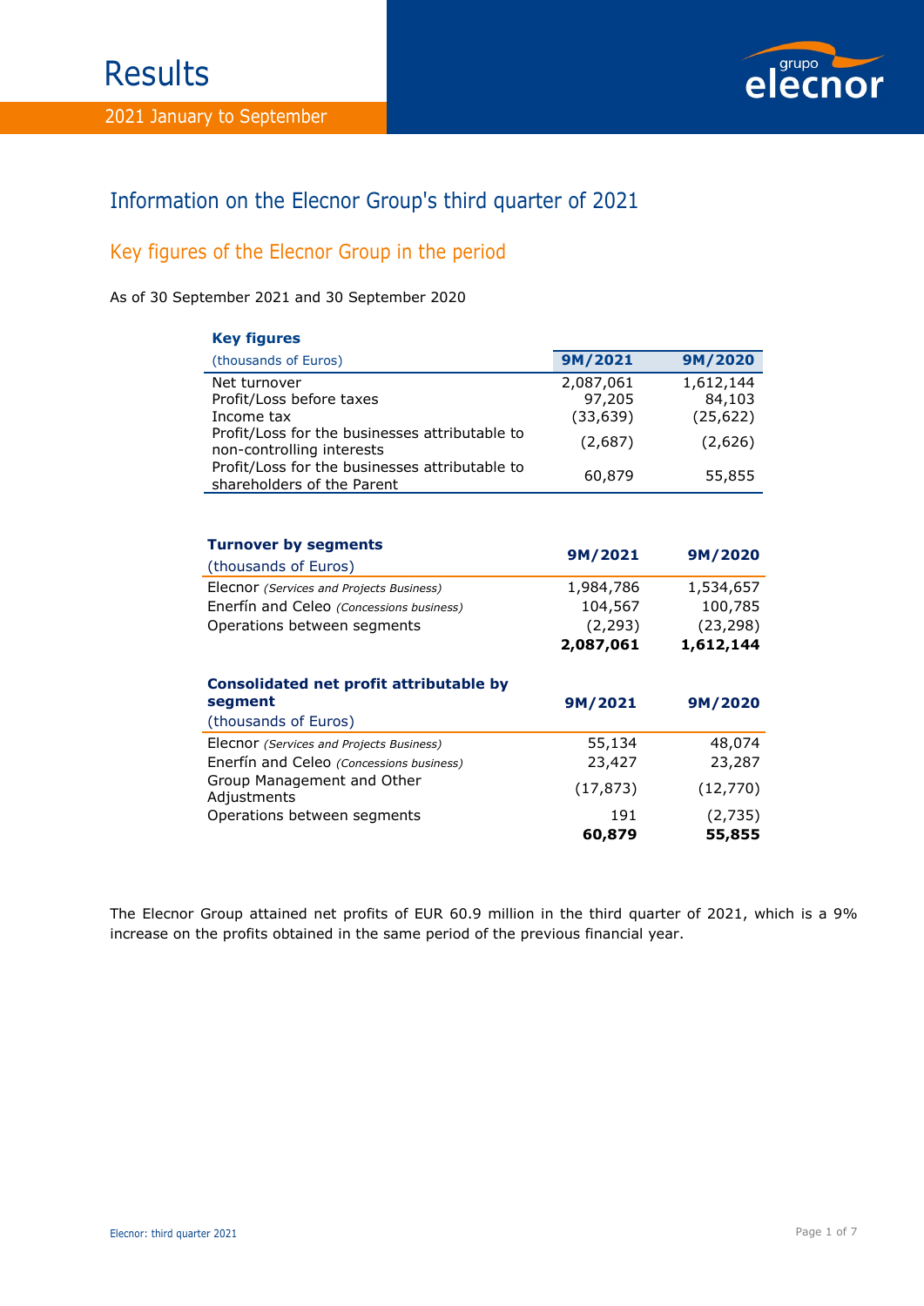# Results

2021 January to September

## Information on the Elecnor Group's third quarter of 2021

### Key figures of the Elecnor Group in the period

As of 30 September 2021 and 30 September 2020

| **Key figures**<br>(thousands of Euros) | **9M/2021** | **9M/2020** |
|---|---|---|
| Net turnover | 2,087,061 | 1,612,144 |
| Profit/Loss before taxes | 97,205 | 84,103 |
| Income tax | (33,639) | (25,622) |
| Profit/Loss for the businesses attributable to non-controlling interests | (2,687) | (2,626) |
| Profit/Loss for the businesses attributable to shareholders of the Parent | 60,879 | 55,855 |

| **Turnover by segments**<br>(thousands of Euros) | **9M/2021** | **9M/2020** |
|---|---|---|
| Elecnor *(Services and Projects Business)* | 1,984,786 | 1,534,657 |
| Enerfín and Celeo *(Concessions business)* | 104,567 | 100,785 |
| Operations between segments | (2,293) | (23,298) |
| | **2,087,061** | **1,612,144** |

| **Consolidated net profit attributable by segment**<br>(thousands of Euros) | **9M/2021** | **9M/2020** |
|---|---|---|
| Elecnor *(Services and Projects Business)* | 55,134 | 48,074 |
| Enerfín and Celeo *(Concessions business)* | 23,427 | 23,287 |
| Group Management and Other Adjustments | (17,873) | (12,770) |
| Operations between segments | 191 | (2,735) |
| | **60,879** | **55,855** |

The Elecnor Group attained net profits of EUR 60.9 million in the third quarter of 2021, which is a 9% increase on the profits obtained in the same period of the previous financial year.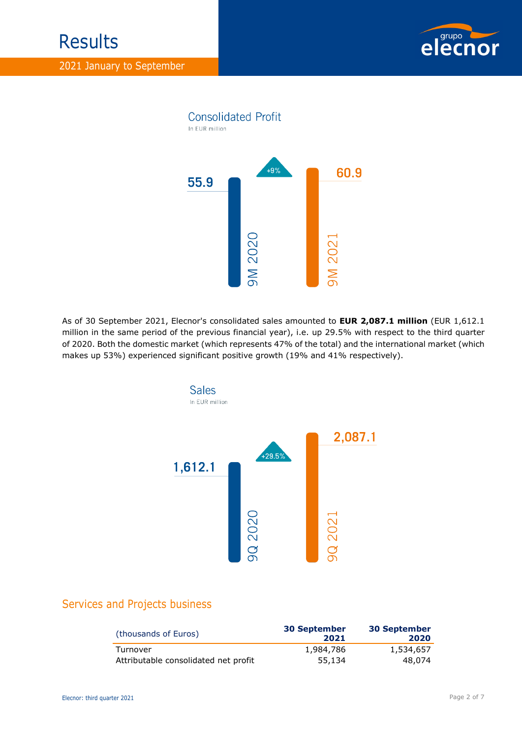# Results

## 2021 January to September

### Consolidated Profit

In EUR million

| | 9M 2020 | 9M 2021 |
|---|---|---|
| Consolidated Profit | 55.9 | 60.9 |

+9%

As of 30 September 2021, Elecnor's consolidated sales amounted to **EUR 2,087.1 million** (EUR 1,612.1 million in the same period of the previous financial year), i.e. up 29.5% with respect to the third quarter of 2020. Both the domestic market (which represents 47% of the total) and the international market (which makes up 53%) experienced significant positive growth (19% and 41% respectively).

### Sales

In EUR million

| | 9Q 2020 | 9Q 2021 |
|---|---|---|
| Sales | 1,612.1 | 2,087.1 |

+29.5%

## Services and Projects business

| (thousands of Euros) | 30 September 2021 | 30 September 2020 |
|---|---|---|
| Turnover | 1,984,786 | 1,534,657 |
| Attributable consolidated net profit | 55,134 | 48,074 |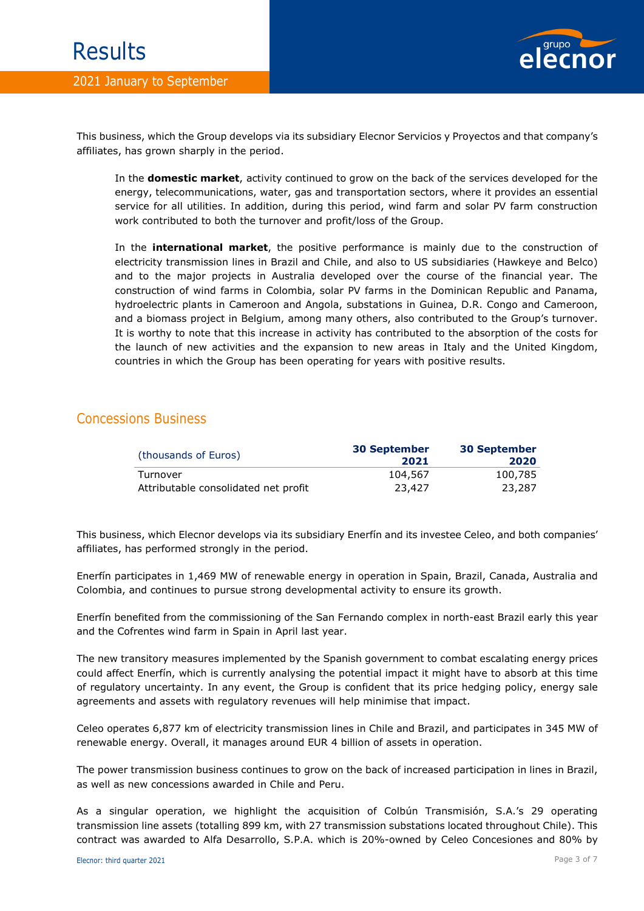This business, which the Group develops via its subsidiary Elecnor Servicios y Proyectos and that company's affiliates, has grown sharply in the period.

> In the **domestic market**, activity continued to grow on the back of the services developed for the energy, telecommunications, water, gas and transportation sectors, where it provides an essential service for all utilities. In addition, during this period, wind farm and solar PV farm construction work contributed to both the turnover and profit/loss of the Group.
>
> In the **international market**, the positive performance is mainly due to the construction of electricity transmission lines in Brazil and Chile, and also to US subsidiaries (Hawkeye and Belco) and to the major projects in Australia developed over the course of the financial year. The construction of wind farms in Colombia, solar PV farms in the Dominican Republic and Panama, hydroelectric plants in Cameroon and Angola, substations in Guinea, D.R. Congo and Cameroon, and a biomass project in Belgium, among many others, also contributed to the Group's turnover. It is worthy to note that this increase in activity has contributed to the absorption of the costs for the launch of new activities and the expansion to new areas in Italy and the United Kingdom, countries in which the Group has been operating for years with positive results.

## Concessions Business

| (thousands of Euros) | 30 September 2021 | 30 September 2020 |
|---|---|---|
| Turnover | 104,567 | 100,785 |
| Attributable consolidated net profit | 23,427 | 23,287 |

This business, which Elecnor develops via its subsidiary Enerfín and its investee Celeo, and both companies' affiliates, has performed strongly in the period.

Enerfín participates in 1,469 MW of renewable energy in operation in Spain, Brazil, Canada, Australia and Colombia, and continues to pursue strong developmental activity to ensure its growth.

Enerfín benefited from the commissioning of the San Fernando complex in north-east Brazil early this year and the Cofrentes wind farm in Spain in April last year.

The new transitory measures implemented by the Spanish government to combat escalating energy prices could affect Enerfín, which is currently analysing the potential impact it might have to absorb at this time of regulatory uncertainty. In any event, the Group is confident that its price hedging policy, energy sale agreements and assets with regulatory revenues will help minimise that impact.

Celeo operates 6,877 km of electricity transmission lines in Chile and Brazil, and participates in 345 MW of renewable energy. Overall, it manages around EUR 4 billion of assets in operation.

The power transmission business continues to grow on the back of increased participation in lines in Brazil, as well as new concessions awarded in Chile and Peru.

As a singular operation, we highlight the acquisition of Colbún Transmisión, S.A.'s 29 operating transmission line assets (totalling 899 km, with 27 transmission substations located throughout Chile). This contract was awarded to Alfa Desarrollo, S.P.A. which is 20%-owned by Celeo Concesiones and 80% by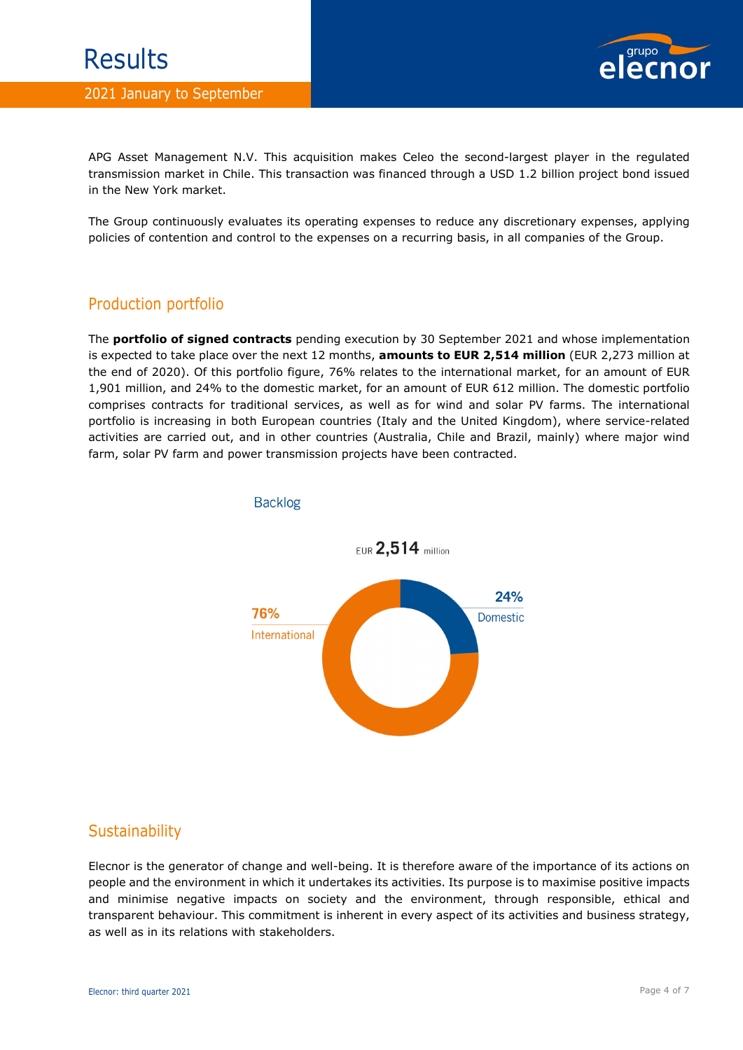APG Asset Management N.V. This acquisition makes Celeo the second-largest player in the regulated transmission market in Chile. This transaction was financed through a USD 1.2 billion project bond issued in the New York market.

The Group continuously evaluates its operating expenses to reduce any discretionary expenses, applying policies of contention and control to the expenses on a recurring basis, in all companies of the Group.

## Production portfolio

The **portfolio of signed contracts** pending execution by 30 September 2021 and whose implementation is expected to take place over the next 12 months, **amounts to EUR 2,514 million** (EUR 2,273 million at the end of 2020). Of this portfolio figure, 76% relates to the international market, for an amount of EUR 1,901 million, and 24% to the domestic market, for an amount of EUR 612 million. The domestic portfolio comprises contracts for traditional services, as well as for wind and solar PV farms. The international portfolio is increasing in both European countries (Italy and the United Kingdom), where service-related activities are carried out, and in other countries (Australia, Chile and Brazil, mainly) where major wind farm, solar PV farm and power transmission projects have been contracted.

### Backlog

EUR **2,514** million

| Market | Share |
|---|---|
| International | 76% |
| Domestic | 24% |

## Sustainability

Elecnor is the generator of change and well-being. It is therefore aware of the importance of its actions on people and the environment in which it undertakes its activities. Its purpose is to maximise positive impacts and minimise negative impacts on society and the environment, through responsible, ethical and transparent behaviour. This commitment is inherent in every aspect of its activities and business strategy, as well as in its relations with stakeholders.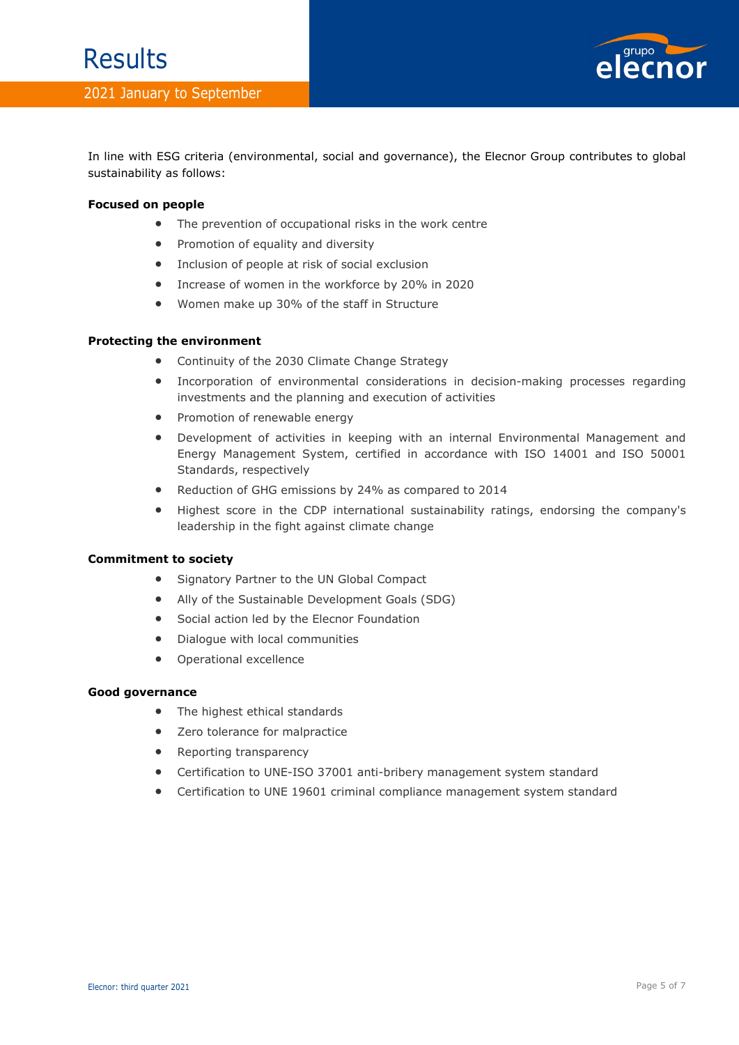In line with ESG criteria (environmental, social and governance), the Elecnor Group contributes to global sustainability as follows:

**Focused on people**

- The prevention of occupational risks in the work centre
- Promotion of equality and diversity
- Inclusion of people at risk of social exclusion
- Increase of women in the workforce by 20% in 2020
- Women make up 30% of the staff in Structure

**Protecting the environment**

- Continuity of the 2030 Climate Change Strategy
- Incorporation of environmental considerations in decision-making processes regarding investments and the planning and execution of activities
- Promotion of renewable energy
- Development of activities in keeping with an internal Environmental Management and Energy Management System, certified in accordance with ISO 14001 and ISO 50001 Standards, respectively
- Reduction of GHG emissions by 24% as compared to 2014
- Highest score in the CDP international sustainability ratings, endorsing the company's leadership in the fight against climate change

**Commitment to society**

- Signatory Partner to the UN Global Compact
- Ally of the Sustainable Development Goals (SDG)
- Social action led by the Elecnor Foundation
- Dialogue with local communities
- Operational excellence

**Good governance**

- The highest ethical standards
- Zero tolerance for malpractice
- Reporting transparency
- Certification to UNE-ISO 37001 anti-bribery management system standard
- Certification to UNE 19601 criminal compliance management system standard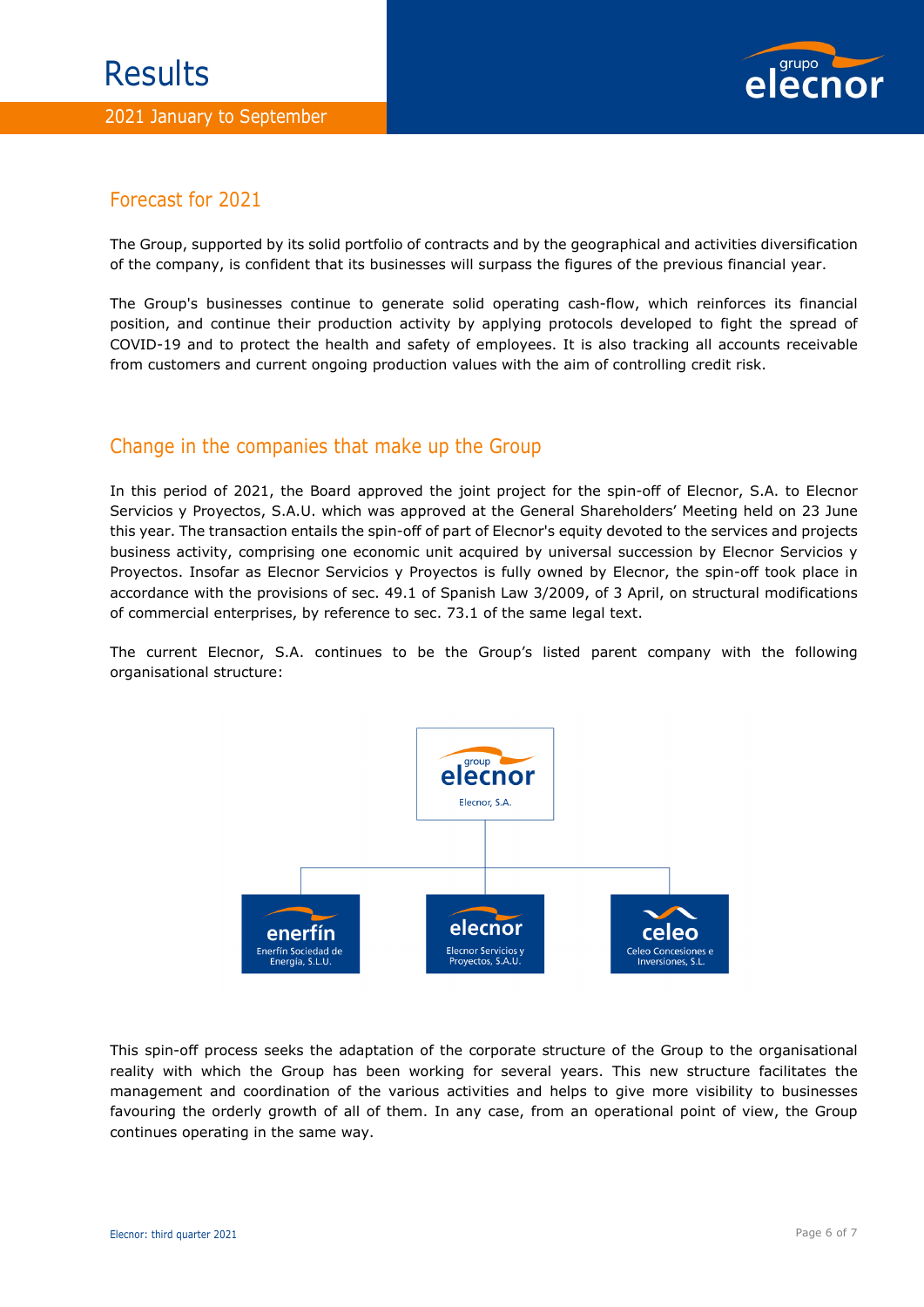## Forecast for 2021

The Group, supported by its solid portfolio of contracts and by the geographical and activities diversification of the company, is confident that its businesses will surpass the figures of the previous financial year.

The Group's businesses continue to generate solid operating cash-flow, which reinforces its financial position, and continue their production activity by applying protocols developed to fight the spread of COVID-19 and to protect the health and safety of employees. It is also tracking all accounts receivable from customers and current ongoing production values with the aim of controlling credit risk.

## Change in the companies that make up the Group

In this period of 2021, the Board approved the joint project for the spin-off of Elecnor, S.A. to Elecnor Servicios y Proyectos, S.A.U. which was approved at the General Shareholders' Meeting held on 23 June this year. The transaction entails the spin-off of part of Elecnor's equity devoted to the services and projects business activity, comprising one economic unit acquired by universal succession by Elecnor Servicios y Proyectos. Insofar as Elecnor Servicios y Proyectos is fully owned by Elecnor, the spin-off took place in accordance with the provisions of sec. 49.1 of Spanish Law 3/2009, of 3 April, on structural modifications of commercial enterprises, by reference to sec. 73.1 of the same legal text.

The current Elecnor, S.A. continues to be the Group's listed parent company with the following organisational structure:

- group elecnor — Elecnor, S.A.
  - enerfín — Enerfín Sociedad de Energía, S.L.U.
  - elecnor — Elecnor Servicios y Proyectos, S.A.U.
  - celeo — Celeo Concesiones e Inversiones, S.L.

This spin-off process seeks the adaptation of the corporate structure of the Group to the organisational reality with which the Group has been working for several years. This new structure facilitates the management and coordination of the various activities and helps to give more visibility to businesses favouring the orderly growth of all of them. In any case, from an operational point of view, the Group continues operating in the same way.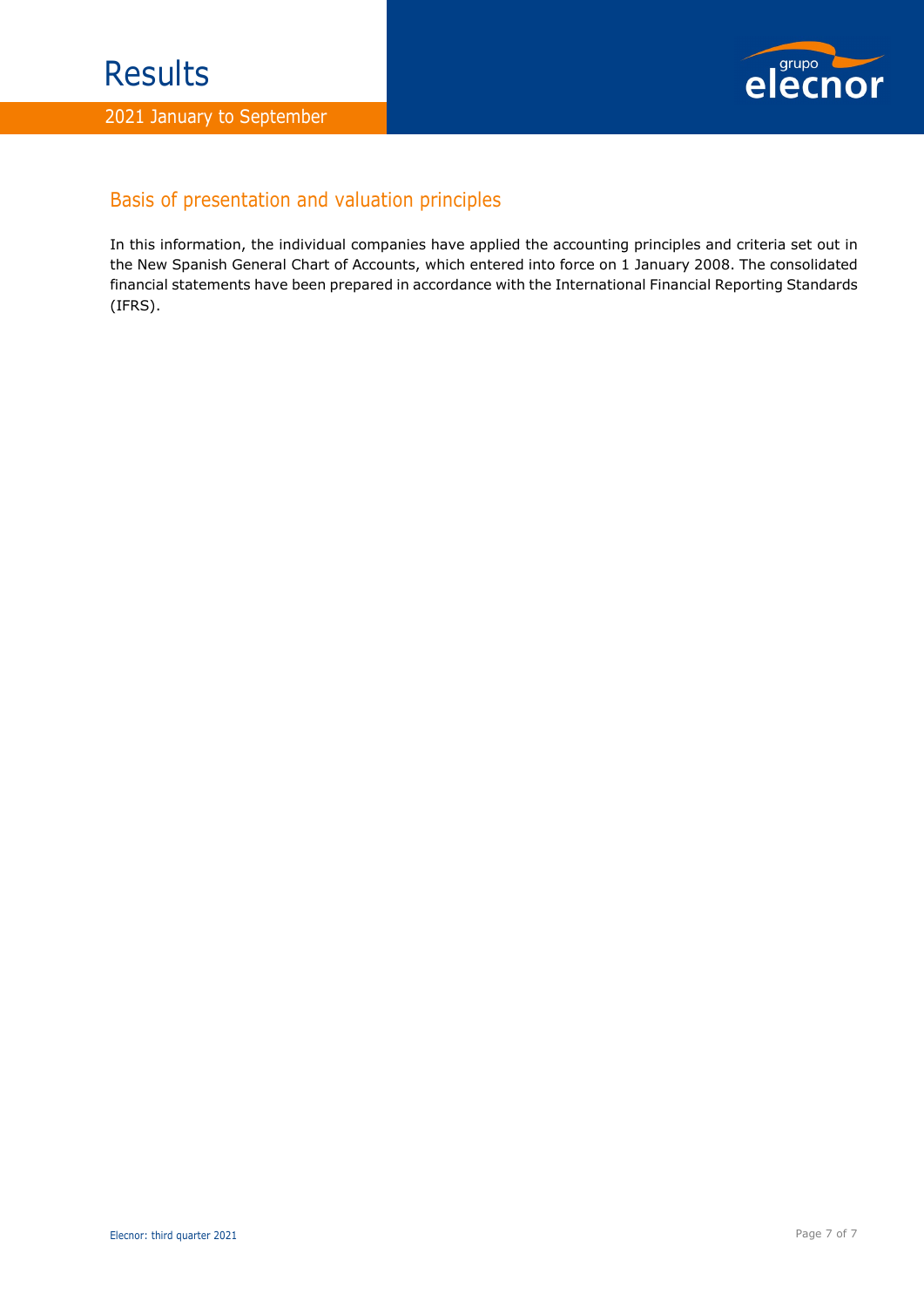## Basis of presentation and valuation principles

In this information, the individual companies have applied the accounting principles and criteria set out in the New Spanish General Chart of Accounts, which entered into force on 1 January 2008. The consolidated financial statements have been prepared in accordance with the International Financial Reporting Standards (IFRS).